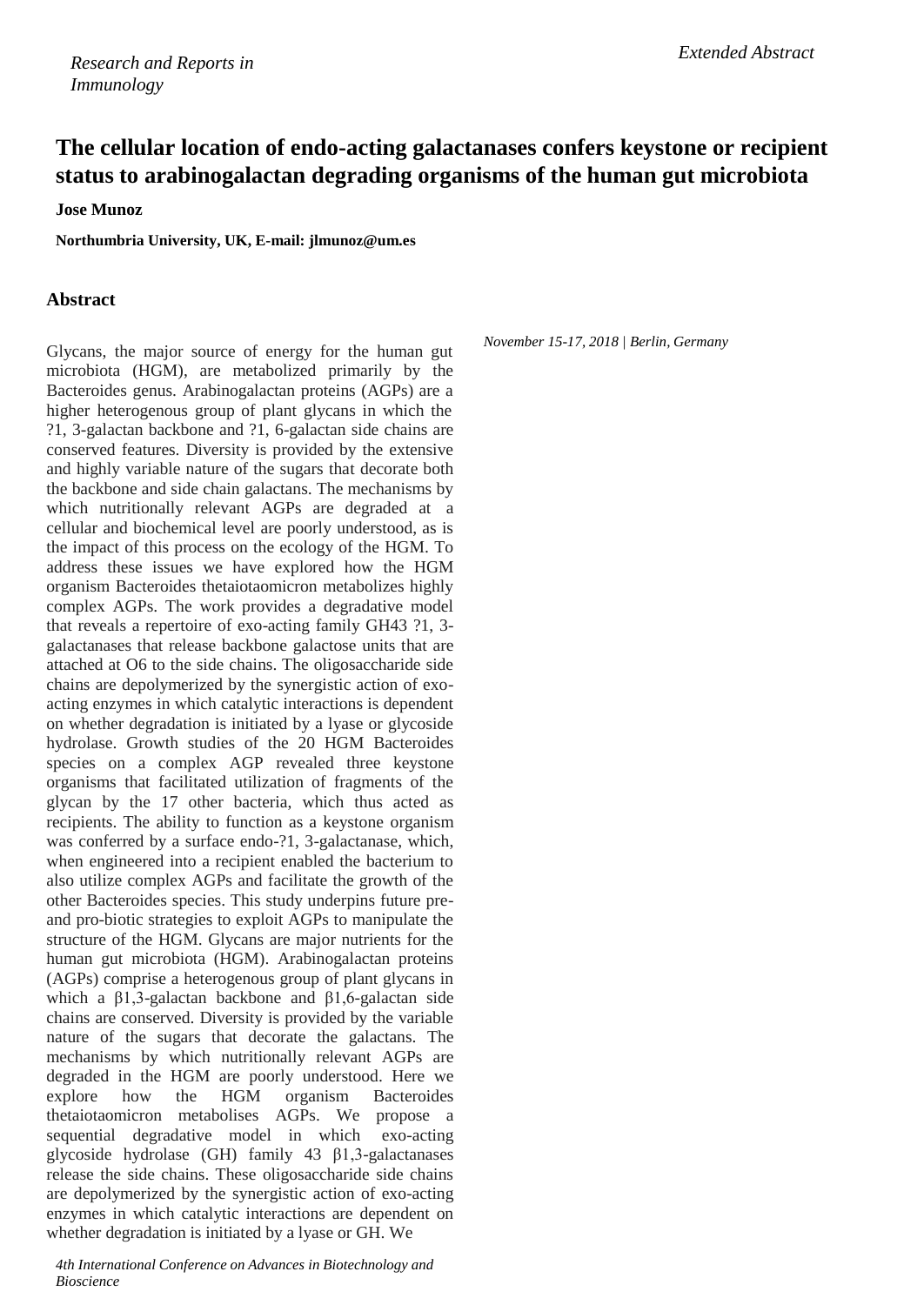*Research and Reports in Immunology*

*Extended Abstract*

# The cellular location of endo-acting galactanases confers keystone or recipient status to arabinogalactan degrading organisms of the human gut microbiota

**Jose Munoz**

**Northumbria University, UK, E-mail: jlmunoz@um.es**

## Abstract

*November 15-17, 2018 | Berlin, Germany*

Glycans, the major source of energy for the human gut microbiota (HGM), are metabolized primarily by the Bacteroides genus. Arabinogalactan proteins (AGPs) are a higher heterogenous group of plant glycans in which the ?1, 3-galactan backbone and ?1, 6-galactan side chains are conserved features. Diversity is provided by the extensive and highly variable nature of the sugars that decorate both the backbone and side chain galactans. The mechanisms by which nutritionally relevant AGPs are degraded at a cellular and biochemical level are poorly understood, as is the impact of this process on the ecology of the HGM. To address these issues we have explored how the HGM organism Bacteroides thetaiotaomicron metabolizes highly complex AGPs. The work provides a degradative model that reveals a repertoire of exo-acting family GH43 ?1, 3-galactanases that release backbone galactose units that are attached at O6 to the side chains. The oligosaccharide side chains are depolymerized by the synergistic action of exo-acting enzymes in which catalytic interactions is dependent on whether degradation is initiated by a lyase or glycoside hydrolase. Growth studies of the 20 HGM Bacteroides species on a complex AGP revealed three keystone organisms that facilitated utilization of fragments of the glycan by the 17 other bacteria, which thus acted as recipients. The ability to function as a keystone organism was conferred by a surface endo-?1, 3-galactanase, which, when engineered into a recipient enabled the bacterium to also utilize complex AGPs and facilitate the growth of the other Bacteroides species. This study underpins future pre- and pro-biotic strategies to exploit AGPs to manipulate the structure of the HGM. Glycans are major nutrients for the human gut microbiota (HGM). Arabinogalactan proteins (AGPs) comprise a heterogenous group of plant glycans in which a β1,3-galactan backbone and β1,6-galactan side chains are conserved. Diversity is provided by the variable nature of the sugars that decorate the galactans. The mechanisms by which nutritionally relevant AGPs are degraded in the HGM are poorly understood. Here we explore how the HGM organism Bacteroides thetaiotaomicron metabolises AGPs. We propose a sequential degradative model in which exo-acting glycoside hydrolase (GH) family 43 β1,3-galactanases release the side chains. These oligosaccharide side chains are depolymerized by the synergistic action of exo-acting enzymes in which catalytic interactions are dependent on whether degradation is initiated by a lyase or GH. We

*4th International Conference on Advances in Biotechnology and Bioscience*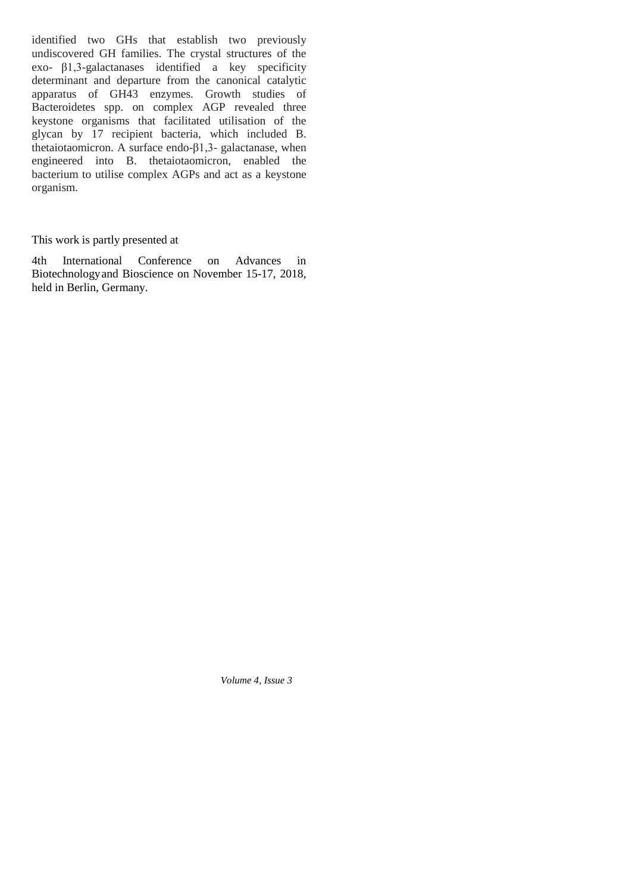identified two GHs that establish two previously undiscovered GH families. The crystal structures of the exo- β1,3-galactanases identified a key specificity determinant and departure from the canonical catalytic apparatus of GH43 enzymes. Growth studies of Bacteroidetes spp. on complex AGP revealed three keystone organisms that facilitated utilisation of the glycan by 17 recipient bacteria, which included B. thetaiotaomicron. A surface endo-β1,3- galactanase, when engineered into B. thetaiotaomicron, enabled the bacterium to utilise complex AGPs and act as a keystone organism.

This work is partly presented at

4th International Conference on Advances in Biotechnology and Bioscience on November 15-17, 2018, held in Berlin, Germany.